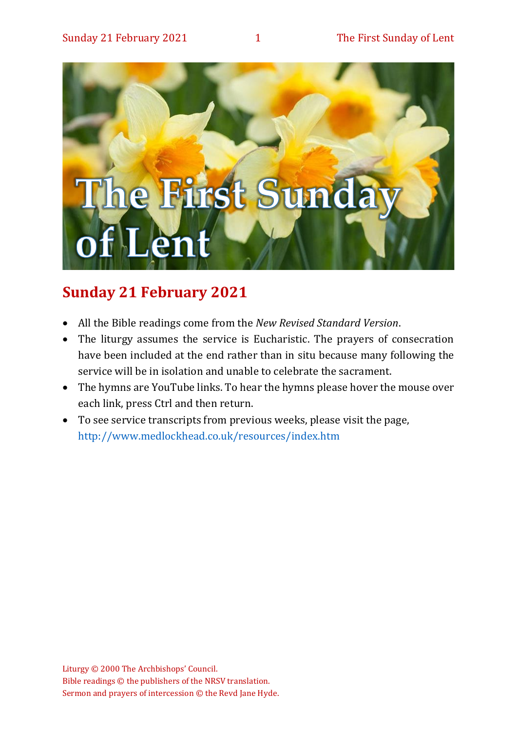# The First Sunday of Lent

## Sunday 21 February 2021

- All the Bible readings come from the *New Revised Standard Version*.
- The liturgy assumes the service is Eucharistic. The prayers of consecration have been included at the end rather than in situ because many following the service will be in isolation and unable to celebrate the sacrament.
- The hymns are YouTube links. To hear the hymns please hover the mouse over each link, press Ctrl and then return.
- To see service transcripts from previous weeks, please visit the page, http://www.medlockhead.co.uk/resources/index.htm

Liturgy © 2000 The Archbishops' Council.
Bible readings © the publishers of the NRSV translation.
Sermon and prayers of intercession © the Revd Jane Hyde.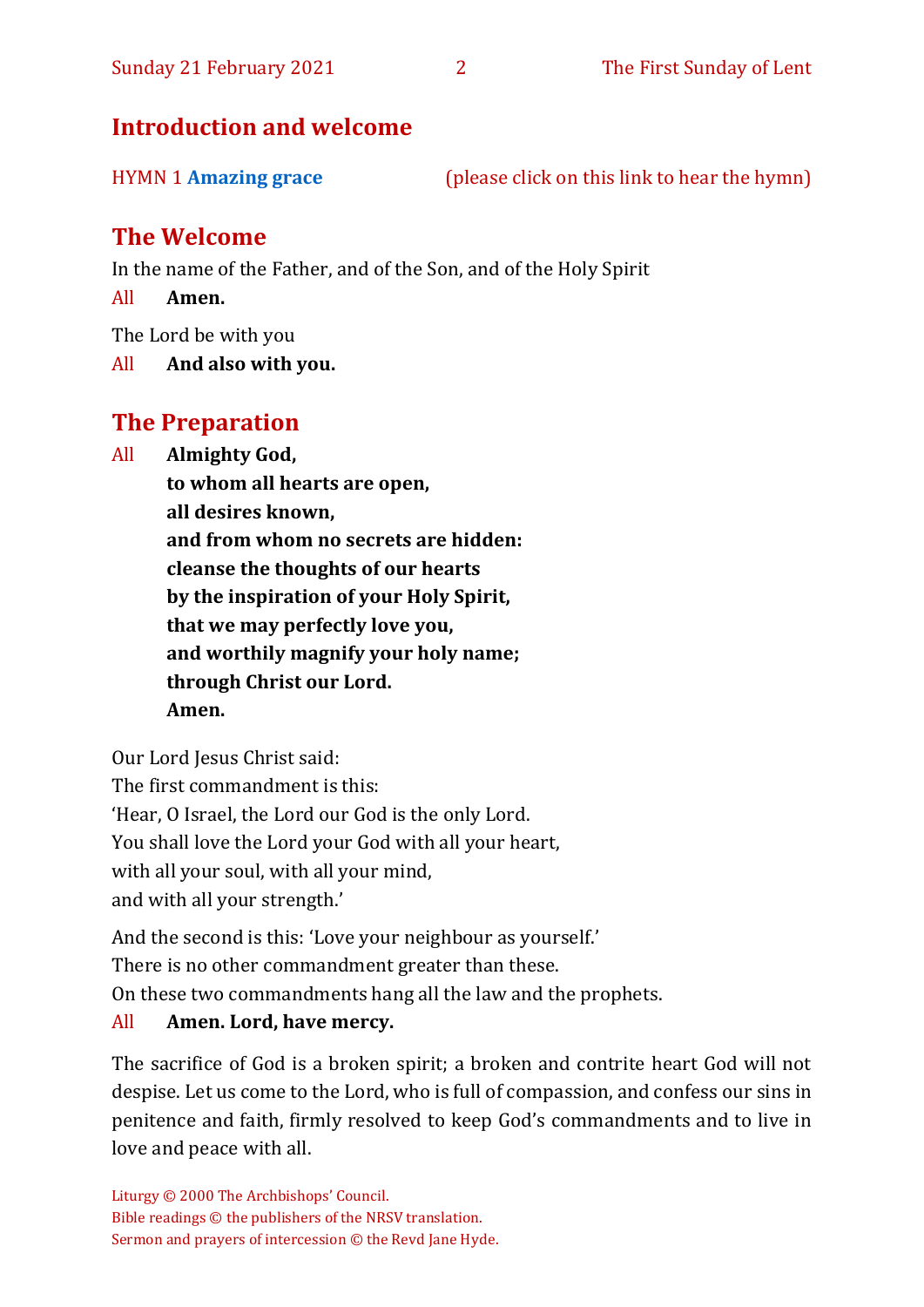## Introduction and welcome

HYMN 1 **Amazing grace** (please click on this link to hear the hymn)

## The Welcome

In the name of the Father, and of the Son, and of the Holy Spirit

All **Amen.**

The Lord be with you

All **And also with you.**

## The Preparation

All **Almighty God,**
**to whom all hearts are open,**
**all desires known,**
**and from whom no secrets are hidden:**
**cleanse the thoughts of our hearts**
**by the inspiration of your Holy Spirit,**
**that we may perfectly love you,**
**and worthily magnify your holy name;**
**through Christ our Lord.**
**Amen.**

Our Lord Jesus Christ said:
The first commandment is this:
'Hear, O Israel, the Lord our God is the only Lord.
You shall love the Lord your God with all your heart,
with all your soul, with all your mind,
and with all your strength.'

And the second is this: 'Love your neighbour as yourself.'
There is no other commandment greater than these.
On these two commandments hang all the law and the prophets.

All **Amen. Lord, have mercy.**

The sacrifice of God is a broken spirit; a broken and contrite heart God will not despise. Let us come to the Lord, who is full of compassion, and confess our sins in penitence and faith, firmly resolved to keep God's commandments and to live in love and peace with all.

Liturgy © 2000 The Archbishops' Council.
Bible readings © the publishers of the NRSV translation.
Sermon and prayers of intercession © the Revd Jane Hyde.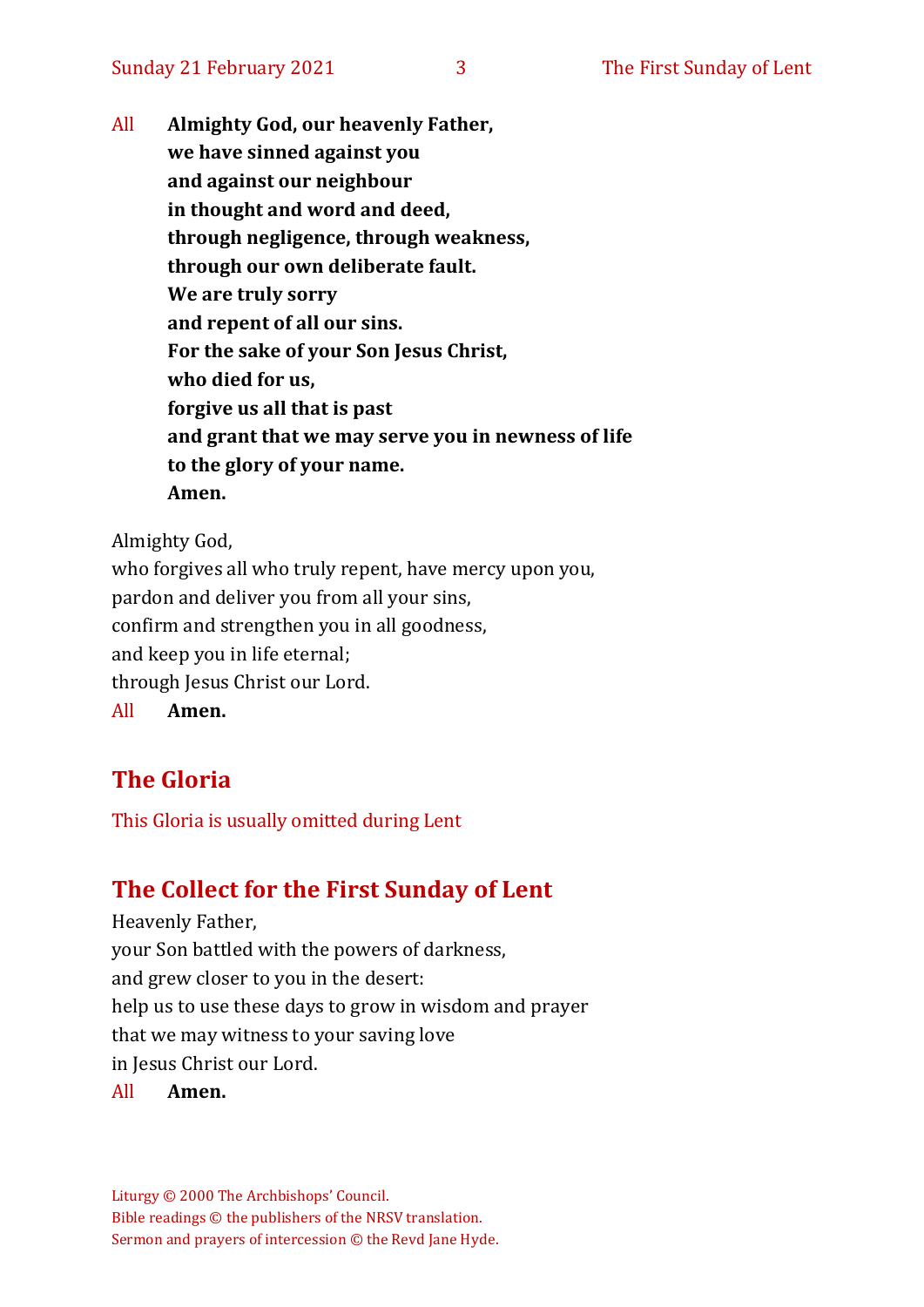All **Almighty God, our heavenly Father,**
**we have sinned against you**
**and against our neighbour**
**in thought and word and deed,**
**through negligence, through weakness,**
**through our own deliberate fault.**
**We are truly sorry**
**and repent of all our sins.**
**For the sake of your Son Jesus Christ,**
**who died for us,**
**forgive us all that is past**
**and grant that we may serve you in newness of life**
**to the glory of your name.**
**Amen.**

Almighty God,
who forgives all who truly repent, have mercy upon you,
pardon and deliver you from all your sins,
confirm and strengthen you in all goodness,
and keep you in life eternal;
through Jesus Christ our Lord.

All **Amen.**

## The Gloria

This Gloria is usually omitted during Lent

## The Collect for the First Sunday of Lent

Heavenly Father,
your Son battled with the powers of darkness,
and grew closer to you in the desert:
help us to use these days to grow in wisdom and prayer
that we may witness to your saving love
in Jesus Christ our Lord.

All **Amen.**

Liturgy © 2000 The Archbishops' Council.
Bible readings © the publishers of the NRSV translation.
Sermon and prayers of intercession © the Revd Jane Hyde.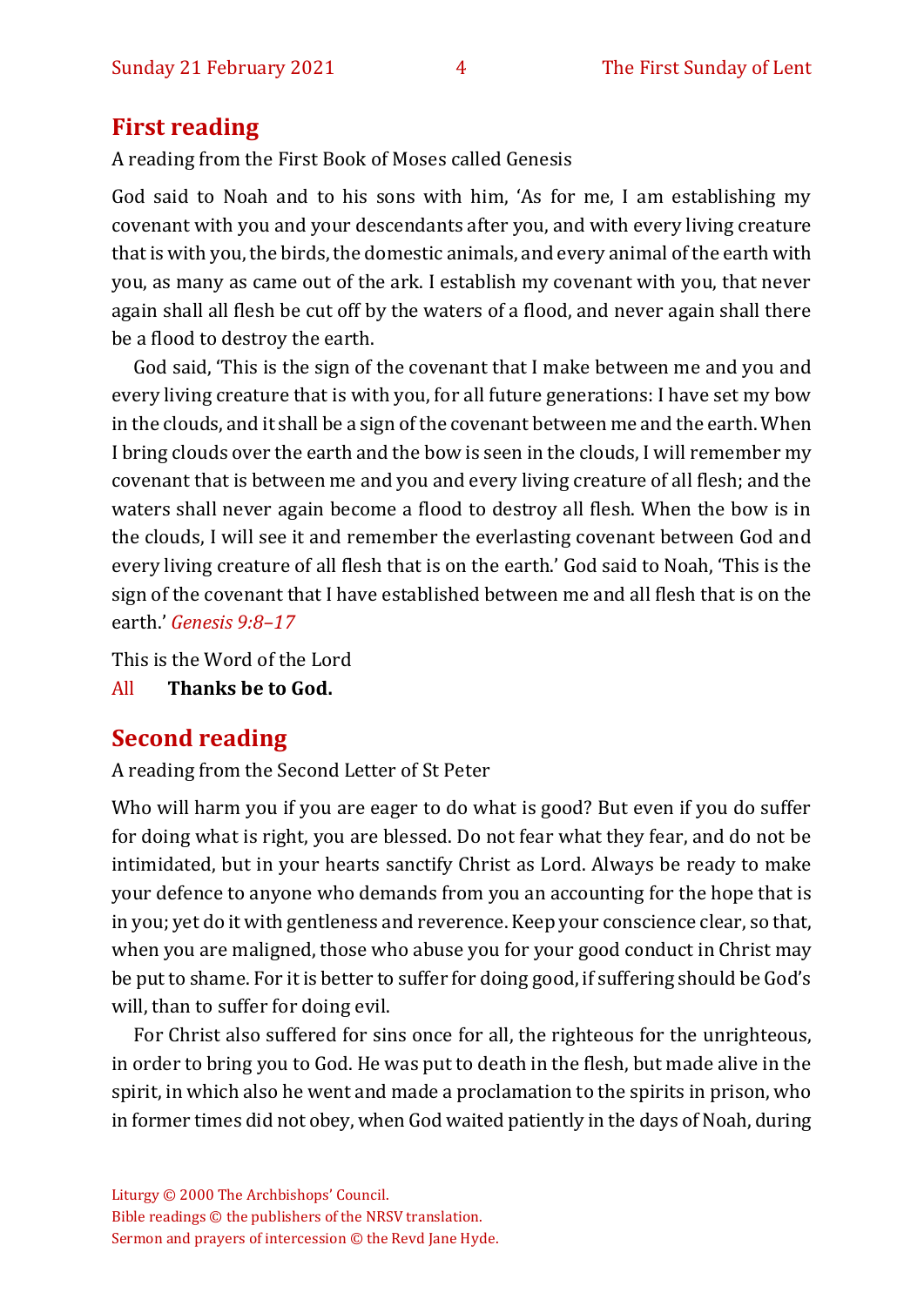## First reading

A reading from the First Book of Moses called Genesis

God said to Noah and to his sons with him, 'As for me, I am establishing my covenant with you and your descendants after you, and with every living creature that is with you, the birds, the domestic animals, and every animal of the earth with you, as many as came out of the ark. I establish my covenant with you, that never again shall all flesh be cut off by the waters of a flood, and never again shall there be a flood to destroy the earth.

God said, 'This is the sign of the covenant that I make between me and you and every living creature that is with you, for all future generations: I have set my bow in the clouds, and it shall be a sign of the covenant between me and the earth. When I bring clouds over the earth and the bow is seen in the clouds, I will remember my covenant that is between me and you and every living creature of all flesh; and the waters shall never again become a flood to destroy all flesh. When the bow is in the clouds, I will see it and remember the everlasting covenant between God and every living creature of all flesh that is on the earth.' God said to Noah, 'This is the sign of the covenant that I have established between me and all flesh that is on the earth.' *Genesis 9:8–17*

This is the Word of the Lord

All **Thanks be to God.**

## Second reading

A reading from the Second Letter of St Peter

Who will harm you if you are eager to do what is good? But even if you do suffer for doing what is right, you are blessed. Do not fear what they fear, and do not be intimidated, but in your hearts sanctify Christ as Lord. Always be ready to make your defence to anyone who demands from you an accounting for the hope that is in you; yet do it with gentleness and reverence. Keep your conscience clear, so that, when you are maligned, those who abuse you for your good conduct in Christ may be put to shame. For it is better to suffer for doing good, if suffering should be God's will, than to suffer for doing evil.

For Christ also suffered for sins once for all, the righteous for the unrighteous, in order to bring you to God. He was put to death in the flesh, but made alive in the spirit, in which also he went and made a proclamation to the spirits in prison, who in former times did not obey, when God waited patiently in the days of Noah, during

Liturgy © 2000 The Archbishops' Council.
Bible readings © the publishers of the NRSV translation.
Sermon and prayers of intercession © the Revd Jane Hyde.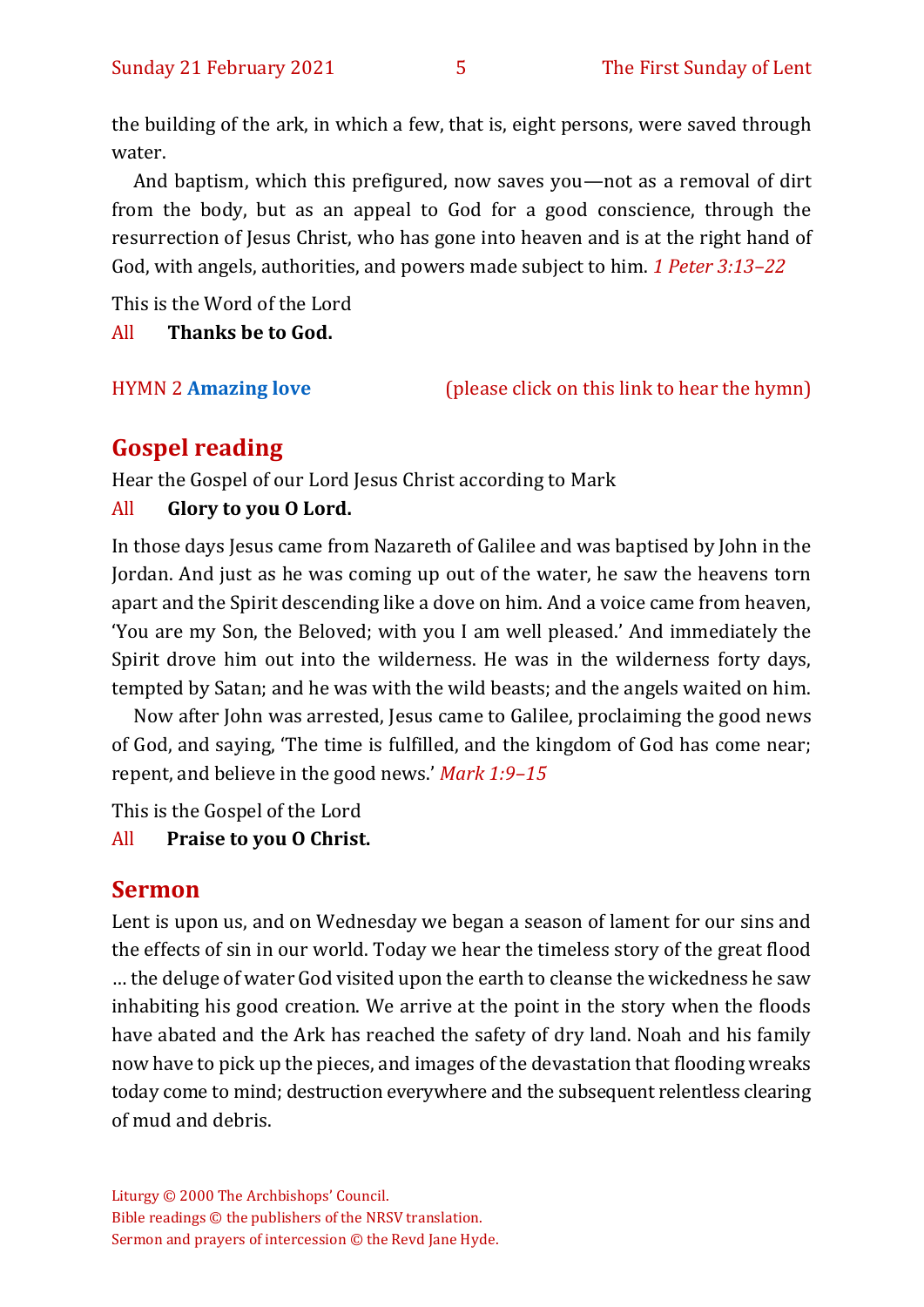the building of the ark, in which a few, that is, eight persons, were saved through water.

And baptism, which this prefigured, now saves you—not as a removal of dirt from the body, but as an appeal to God for a good conscience, through the resurrection of Jesus Christ, who has gone into heaven and is at the right hand of God, with angels, authorities, and powers made subject to him. *1 Peter 3:13–22*

This is the Word of the Lord

All **Thanks be to God.**

HYMN 2 **Amazing love** (please click on this link to hear the hymn)

## Gospel reading

Hear the Gospel of our Lord Jesus Christ according to Mark

All **Glory to you O Lord.**

In those days Jesus came from Nazareth of Galilee and was baptised by John in the Jordan. And just as he was coming up out of the water, he saw the heavens torn apart and the Spirit descending like a dove on him. And a voice came from heaven, 'You are my Son, the Beloved; with you I am well pleased.' And immediately the Spirit drove him out into the wilderness. He was in the wilderness forty days, tempted by Satan; and he was with the wild beasts; and the angels waited on him.

Now after John was arrested, Jesus came to Galilee, proclaiming the good news of God, and saying, 'The time is fulfilled, and the kingdom of God has come near; repent, and believe in the good news.' *Mark 1:9–15*

This is the Gospel of the Lord

All **Praise to you O Christ.**

## Sermon

Lent is upon us, and on Wednesday we began a season of lament for our sins and the effects of sin in our world. Today we hear the timeless story of the great flood … the deluge of water God visited upon the earth to cleanse the wickedness he saw inhabiting his good creation. We arrive at the point in the story when the floods have abated and the Ark has reached the safety of dry land. Noah and his family now have to pick up the pieces, and images of the devastation that flooding wreaks today come to mind; destruction everywhere and the subsequent relentless clearing of mud and debris.

Liturgy © 2000 The Archbishops' Council.
Bible readings © the publishers of the NRSV translation.
Sermon and prayers of intercession © the Revd Jane Hyde.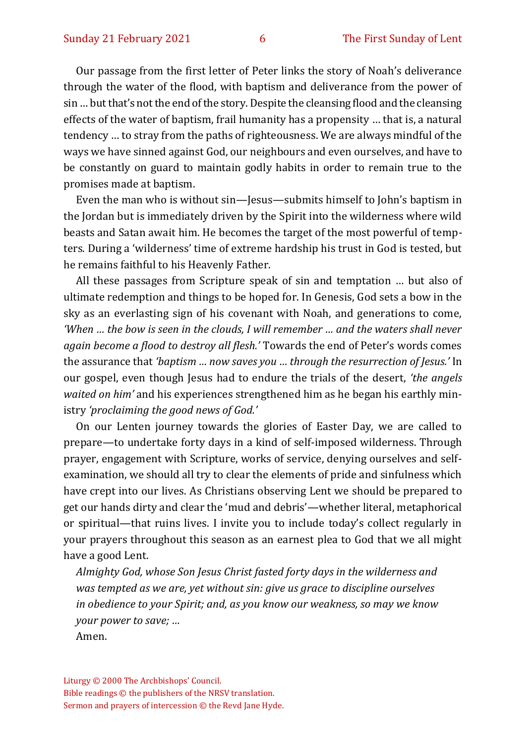Our passage from the first letter of Peter links the story of Noah's deliverance through the water of the flood, with baptism and deliverance from the power of sin … but that's not the end of the story. Despite the cleansing flood and the cleansing effects of the water of baptism, frail humanity has a propensity … that is, a natural tendency … to stray from the paths of righteousness. We are always mindful of the ways we have sinned against God, our neighbours and even ourselves, and have to be constantly on guard to maintain godly habits in order to remain true to the promises made at baptism.

Even the man who is without sin—Jesus—submits himself to John's baptism in the Jordan but is immediately driven by the Spirit into the wilderness where wild beasts and Satan await him. He becomes the target of the most powerful of tempters. During a 'wilderness' time of extreme hardship his trust in God is tested, but he remains faithful to his Heavenly Father.

All these passages from Scripture speak of sin and temptation … but also of ultimate redemption and things to be hoped for. In Genesis, God sets a bow in the sky as an everlasting sign of his covenant with Noah, and generations to come, *'When … the bow is seen in the clouds, I will remember … and the waters shall never again become a flood to destroy all flesh.'* Towards the end of Peter's words comes the assurance that *'baptism … now saves you … through the resurrection of Jesus.'* In our gospel, even though Jesus had to endure the trials of the desert, *'the angels waited on him'* and his experiences strengthened him as he began his earthly ministry *'proclaiming the good news of God.'*

On our Lenten journey towards the glories of Easter Day, we are called to prepare—to undertake forty days in a kind of self-imposed wilderness. Through prayer, engagement with Scripture, works of service, denying ourselves and self-examination, we should all try to clear the elements of pride and sinfulness which have crept into our lives. As Christians observing Lent we should be prepared to get our hands dirty and clear the 'mud and debris'—whether literal, metaphorical or spiritual—that ruins lives. I invite you to include today's collect regularly in your prayers throughout this season as an earnest plea to God that we all might have a good Lent.

*Almighty God, whose Son Jesus Christ fasted forty days in the wilderness and was tempted as we are, yet without sin: give us grace to discipline ourselves in obedience to your Spirit; and, as you know our weakness, so may we know your power to save; …*

Amen.

Liturgy © 2000 The Archbishops' Council.
Bible readings © the publishers of the NRSV translation.
Sermon and prayers of intercession © the Revd Jane Hyde.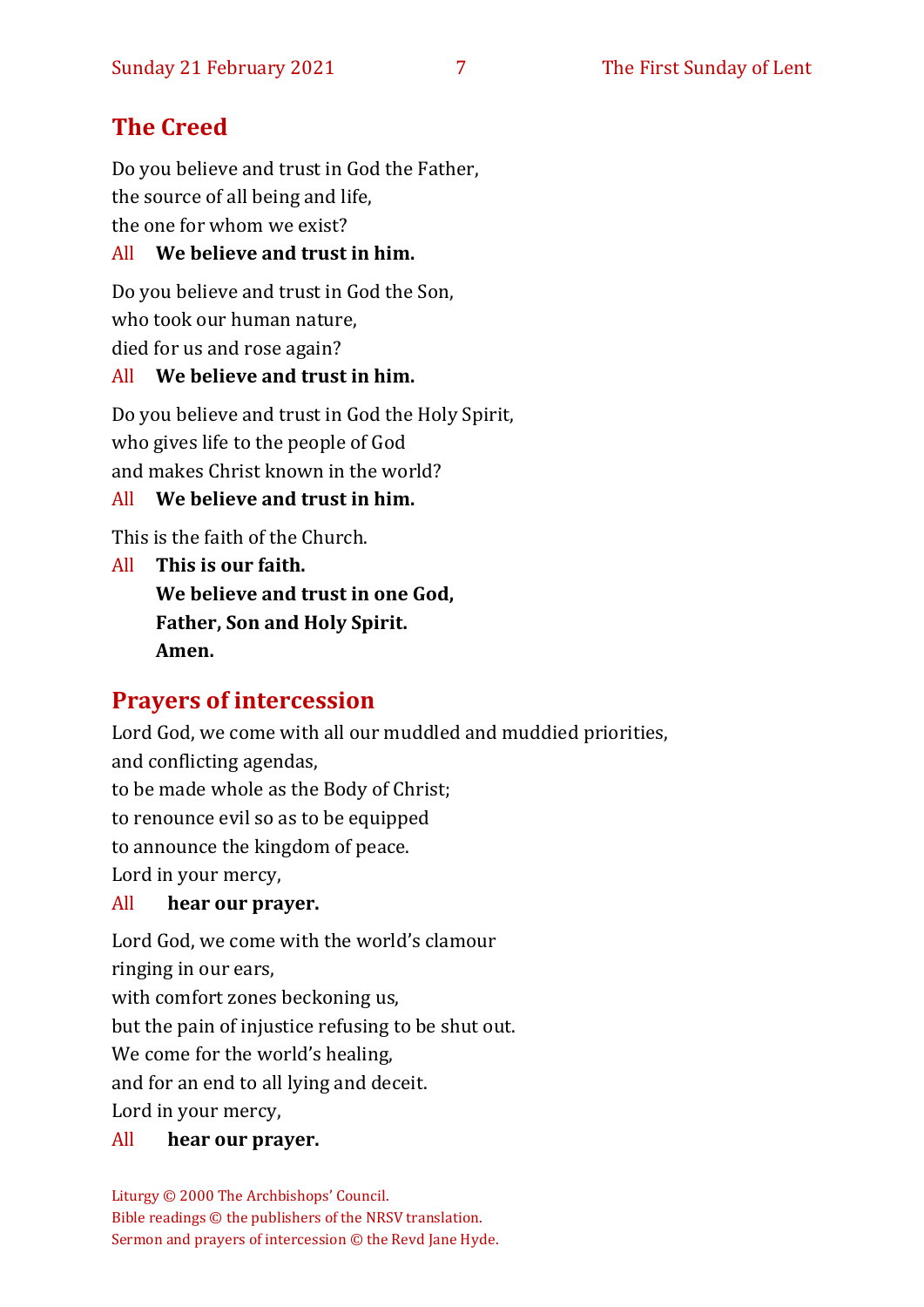## The Creed

Do you believe and trust in God the Father,
the source of all being and life,
the one for whom we exist?

All **We believe and trust in him.**

Do you believe and trust in God the Son,
who took our human nature,
died for us and rose again?

All **We believe and trust in him.**

Do you believe and trust in God the Holy Spirit,
who gives life to the people of God
and makes Christ known in the world?

All **We believe and trust in him.**

This is the faith of the Church.

All **This is our faith.**
**We believe and trust in one God,**
**Father, Son and Holy Spirit.**
**Amen.**

## Prayers of intercession

Lord God, we come with all our muddled and muddied priorities,
and conflicting agendas,
to be made whole as the Body of Christ;
to renounce evil so as to be equipped
to announce the kingdom of peace.
Lord in your mercy,

All **hear our prayer.**

Lord God, we come with the world's clamour
ringing in our ears,
with comfort zones beckoning us,
but the pain of injustice refusing to be shut out.
We come for the world's healing,
and for an end to all lying and deceit.
Lord in your mercy,

All **hear our prayer.**

Liturgy © 2000 The Archbishops' Council.
Bible readings © the publishers of the NRSV translation.
Sermon and prayers of intercession © the Revd Jane Hyde.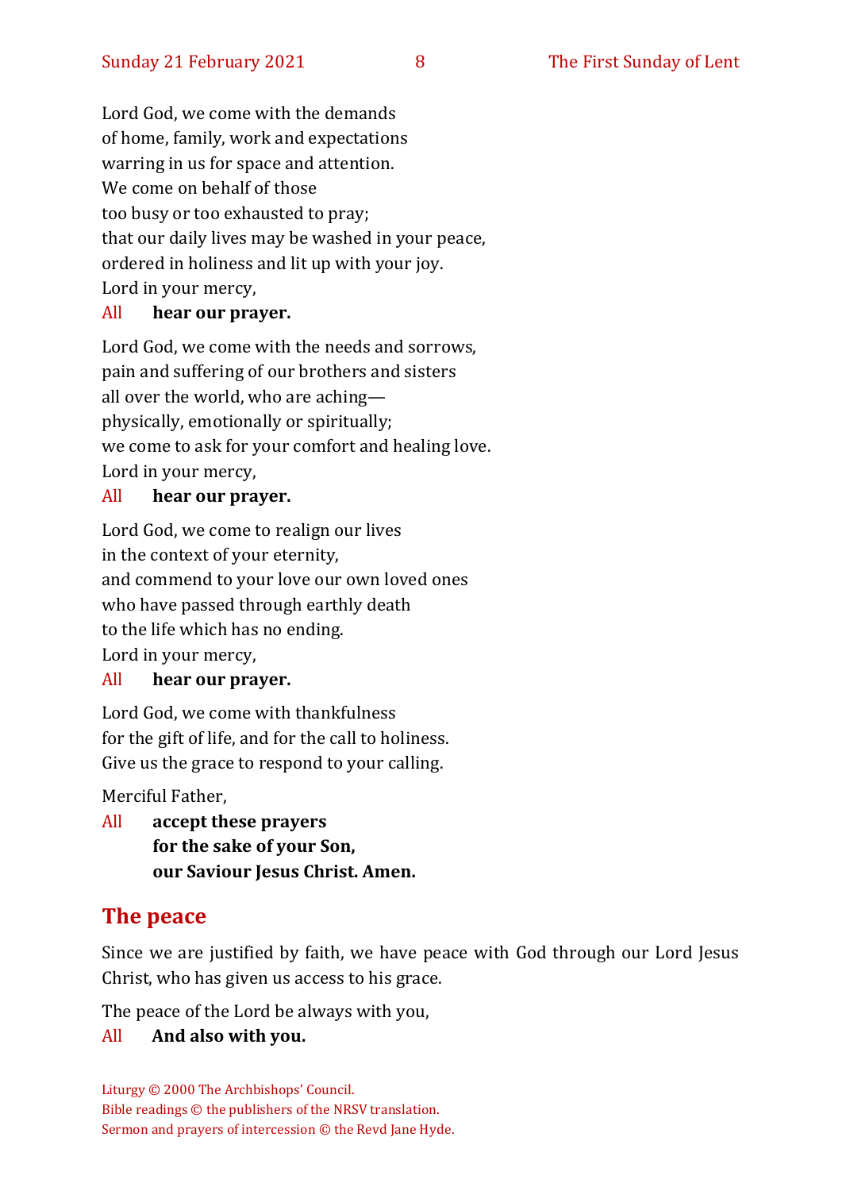Lord God, we come with the demands
of home, family, work and expectations
warring in us for space and attention.
We come on behalf of those
too busy or too exhausted to pray;
that our daily lives may be washed in your peace,
ordered in holiness and lit up with your joy.
Lord in your mercy,

All **hear our prayer.**

Lord God, we come with the needs and sorrows,
pain and suffering of our brothers and sisters
all over the world, who are aching—
physically, emotionally or spiritually;
we come to ask for your comfort and healing love.
Lord in your mercy,

All **hear our prayer.**

Lord God, we come to realign our lives
in the context of your eternity,
and commend to your love our own loved ones
who have passed through earthly death
to the life which has no ending.
Lord in your mercy,

All **hear our prayer.**

Lord God, we come with thankfulness
for the gift of life, and for the call to holiness.
Give us the grace to respond to your calling.

Merciful Father,

All **accept these prayers**
**for the sake of your Son,**
**our Saviour Jesus Christ. Amen.**

## The peace

Since we are justified by faith, we have peace with God through our Lord Jesus Christ, who has given us access to his grace.

The peace of the Lord be always with you,

All **And also with you.**

Liturgy © 2000 The Archbishops' Council.
Bible readings © the publishers of the NRSV translation.
Sermon and prayers of intercession © the Revd Jane Hyde.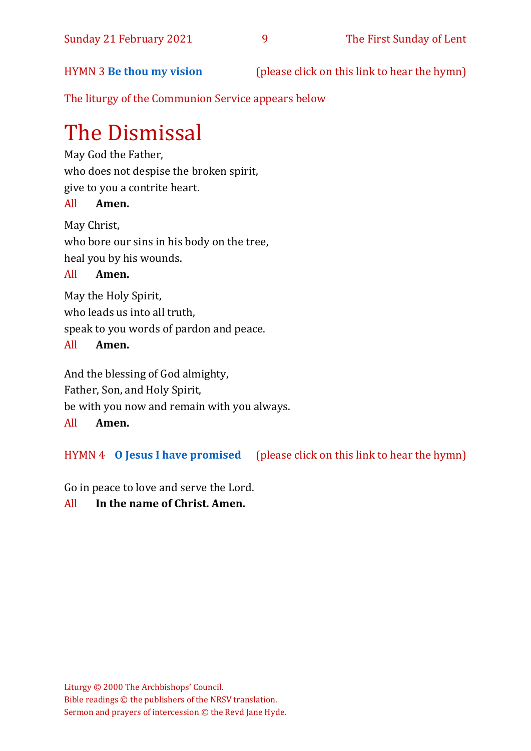HYMN 3 **Be thou my vision** (please click on this link to hear the hymn)

The liturgy of the Communion Service appears below

# The Dismissal

May God the Father,
who does not despise the broken spirit,
give to you a contrite heart.

All **Amen.**

May Christ,
who bore our sins in his body on the tree,
heal you by his wounds.

All **Amen.**

May the Holy Spirit,
who leads us into all truth,
speak to you words of pardon and peace.

All **Amen.**

And the blessing of God almighty,
Father, Son, and Holy Spirit,
be with you now and remain with you always.

All **Amen.**

HYMN 4 **O Jesus I have promised** (please click on this link to hear the hymn)

Go in peace to love and serve the Lord.

All **In the name of Christ. Amen.**

Liturgy © 2000 The Archbishops' Council.
Bible readings © the publishers of the NRSV translation.
Sermon and prayers of intercession © the Revd Jane Hyde.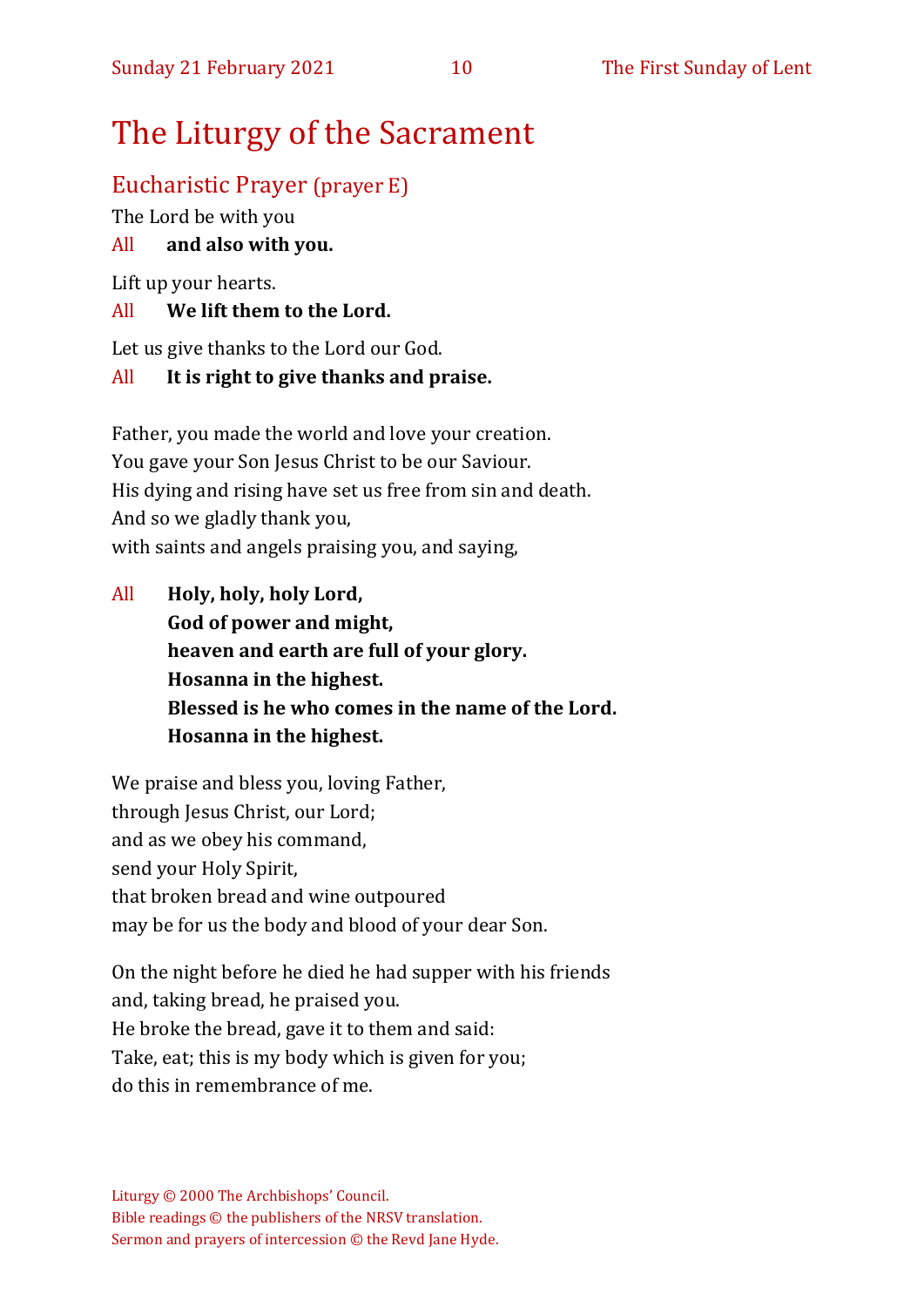# The Liturgy of the Sacrament

## Eucharistic Prayer (prayer E)

The Lord be with you

All **and also with you.**

Lift up your hearts.

All **We lift them to the Lord.**

Let us give thanks to the Lord our God.

All **It is right to give thanks and praise.**

Father, you made the world and love your creation.
You gave your Son Jesus Christ to be our Saviour.
His dying and rising have set us free from sin and death.
And so we gladly thank you,
with saints and angels praising you, and saying,

All **Holy, holy, holy Lord,**
**God of power and might,**
**heaven and earth are full of your glory.**
**Hosanna in the highest.**
**Blessed is he who comes in the name of the Lord.**
**Hosanna in the highest.**

We praise and bless you, loving Father,
through Jesus Christ, our Lord;
and as we obey his command,
send your Holy Spirit,
that broken bread and wine outpoured
may be for us the body and blood of your dear Son.

On the night before he died he had supper with his friends
and, taking bread, he praised you.
He broke the bread, gave it to them and said:
Take, eat; this is my body which is given for you;
do this in remembrance of me.

Liturgy © 2000 The Archbishops' Council.
Bible readings © the publishers of the NRSV translation.
Sermon and prayers of intercession © the Revd Jane Hyde.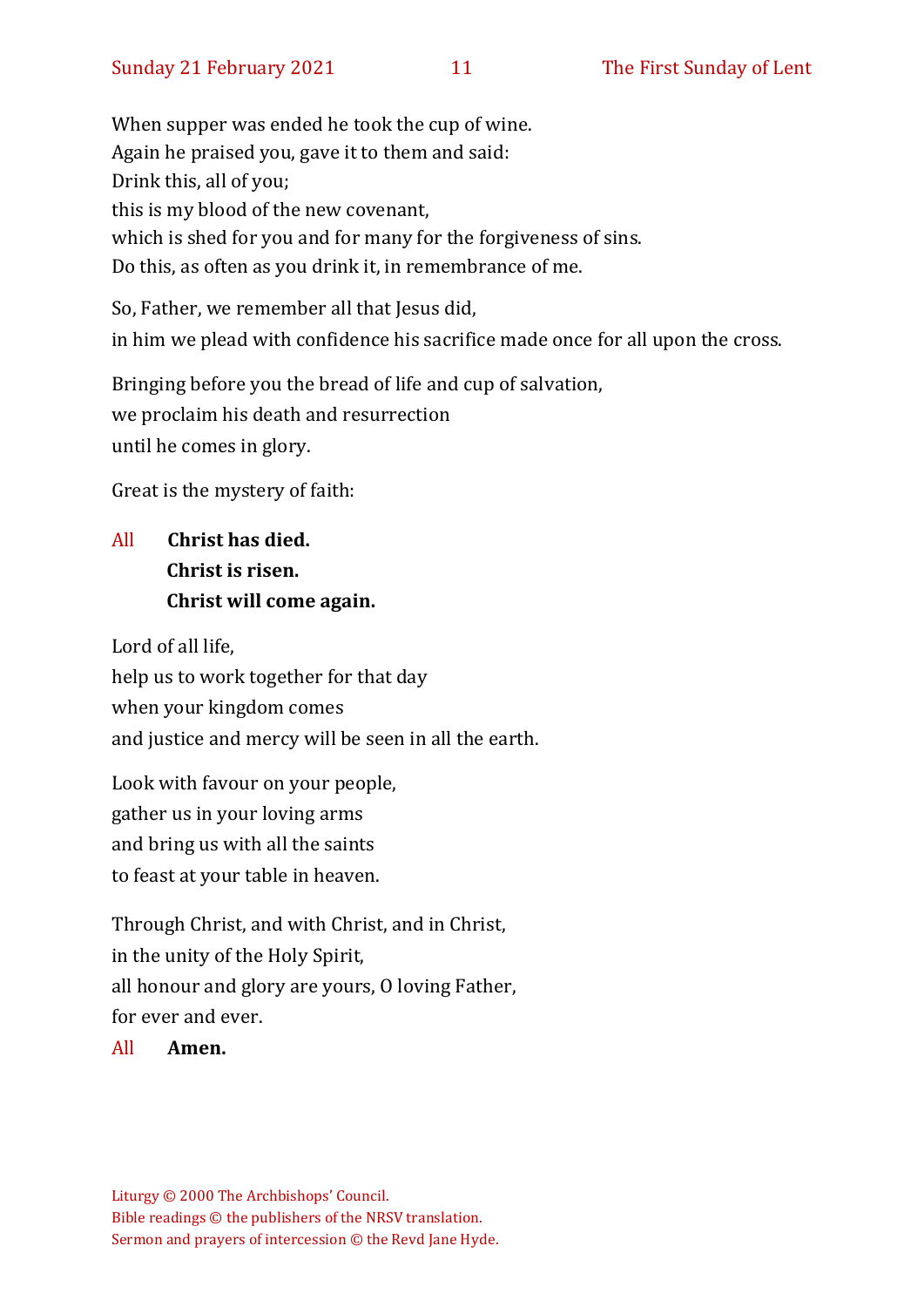When supper was ended he took the cup of wine.
Again he praised you, gave it to them and said:
Drink this, all of you;
this is my blood of the new covenant,
which is shed for you and for many for the forgiveness of sins.
Do this, as often as you drink it, in remembrance of me.

So, Father, we remember all that Jesus did,
in him we plead with confidence his sacrifice made once for all upon the cross.

Bringing before you the bread of life and cup of salvation,
we proclaim his death and resurrection
until he comes in glory.

Great is the mystery of faith:

All **Christ has died.**
**Christ is risen.**
**Christ will come again.**

Lord of all life,
help us to work together for that day
when your kingdom comes
and justice and mercy will be seen in all the earth.

Look with favour on your people,
gather us in your loving arms
and bring us with all the saints
to feast at your table in heaven.

Through Christ, and with Christ, and in Christ,
in the unity of the Holy Spirit,
all honour and glory are yours, O loving Father,
for ever and ever.

All **Amen.**

Liturgy © 2000 The Archbishops' Council.
Bible readings © the publishers of the NRSV translation.
Sermon and prayers of intercession © the Revd Jane Hyde.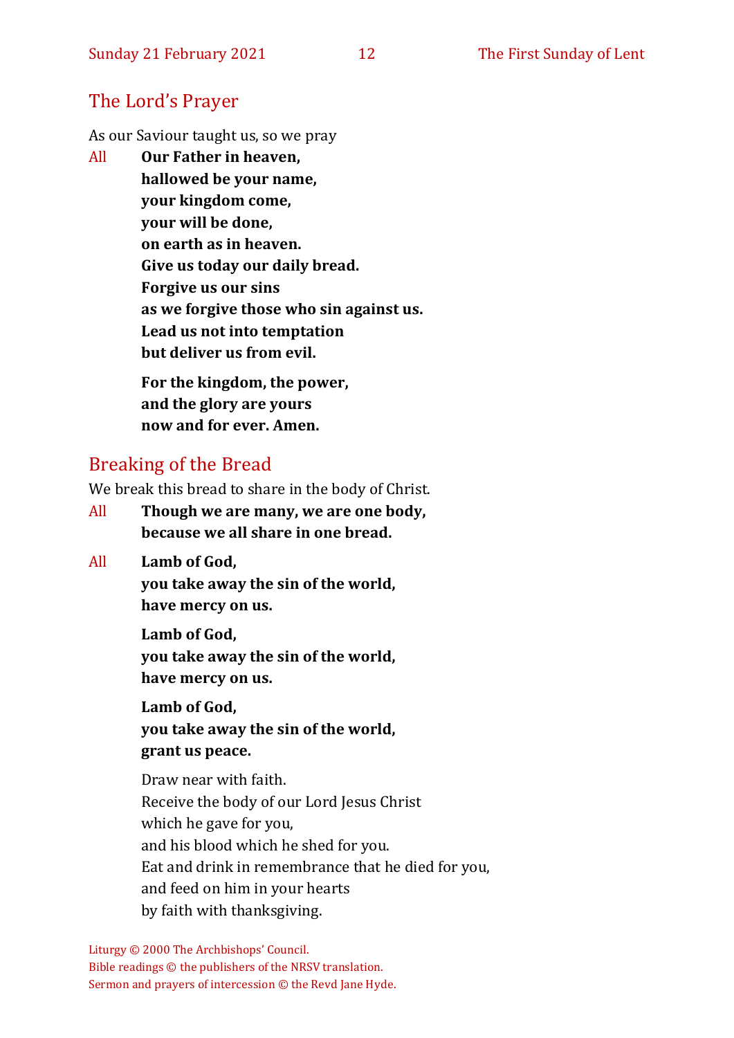## The Lord's Prayer

As our Saviour taught us, so we pray

All **Our Father in heaven,**
**hallowed be your name,**
**your kingdom come,**
**your will be done,**
**on earth as in heaven.**
**Give us today our daily bread.**
**Forgive us our sins**
**as we forgive those who sin against us.**
**Lead us not into temptation**
**but deliver us from evil.**

**For the kingdom, the power,**
**and the glory are yours**
**now and for ever. Amen.**

## Breaking of the Bread

We break this bread to share in the body of Christ.

All **Though we are many, we are one body,**
**because we all share in one bread.**

All **Lamb of God,**
**you take away the sin of the world,**
**have mercy on us.**

**Lamb of God,**
**you take away the sin of the world,**
**have mercy on us.**

**Lamb of God,**
**you take away the sin of the world,**
**grant us peace.**

Draw near with faith.
Receive the body of our Lord Jesus Christ
which he gave for you,
and his blood which he shed for you.
Eat and drink in remembrance that he died for you,
and feed on him in your hearts
by faith with thanksgiving.

Liturgy © 2000 The Archbishops' Council.
Bible readings © the publishers of the NRSV translation.
Sermon and prayers of intercession © the Revd Jane Hyde.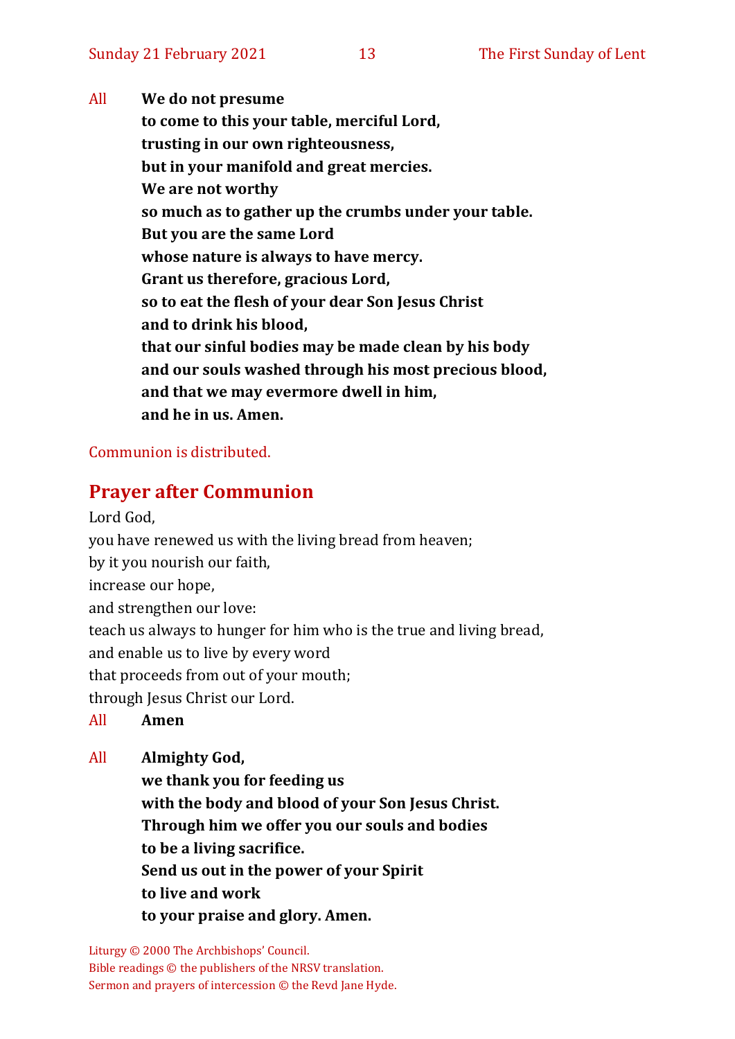All **We do not presume**
**to come to this your table, merciful Lord,**
**trusting in our own righteousness,**
**but in your manifold and great mercies.**
**We are not worthy**
**so much as to gather up the crumbs under your table.**
**But you are the same Lord**
**whose nature is always to have mercy.**
**Grant us therefore, gracious Lord,**
**so to eat the flesh of your dear Son Jesus Christ**
**and to drink his blood,**
**that our sinful bodies may be made clean by his body**
**and our souls washed through his most precious blood,**
**and that we may evermore dwell in him,**
**and he in us. Amen.**

Communion is distributed.

## Prayer after Communion

Lord God,
you have renewed us with the living bread from heaven;
by it you nourish our faith,
increase our hope,
and strengthen our love:
teach us always to hunger for him who is the true and living bread,
and enable us to live by every word
that proceeds from out of your mouth;
through Jesus Christ our Lord.

All **Amen**

All **Almighty God,**
**we thank you for feeding us**
**with the body and blood of your Son Jesus Christ.**
**Through him we offer you our souls and bodies**
**to be a living sacrifice.**
**Send us out in the power of your Spirit**
**to live and work**
**to your praise and glory. Amen.**

Liturgy © 2000 The Archbishops' Council.
Bible readings © the publishers of the NRSV translation.
Sermon and prayers of intercession © the Revd Jane Hyde.